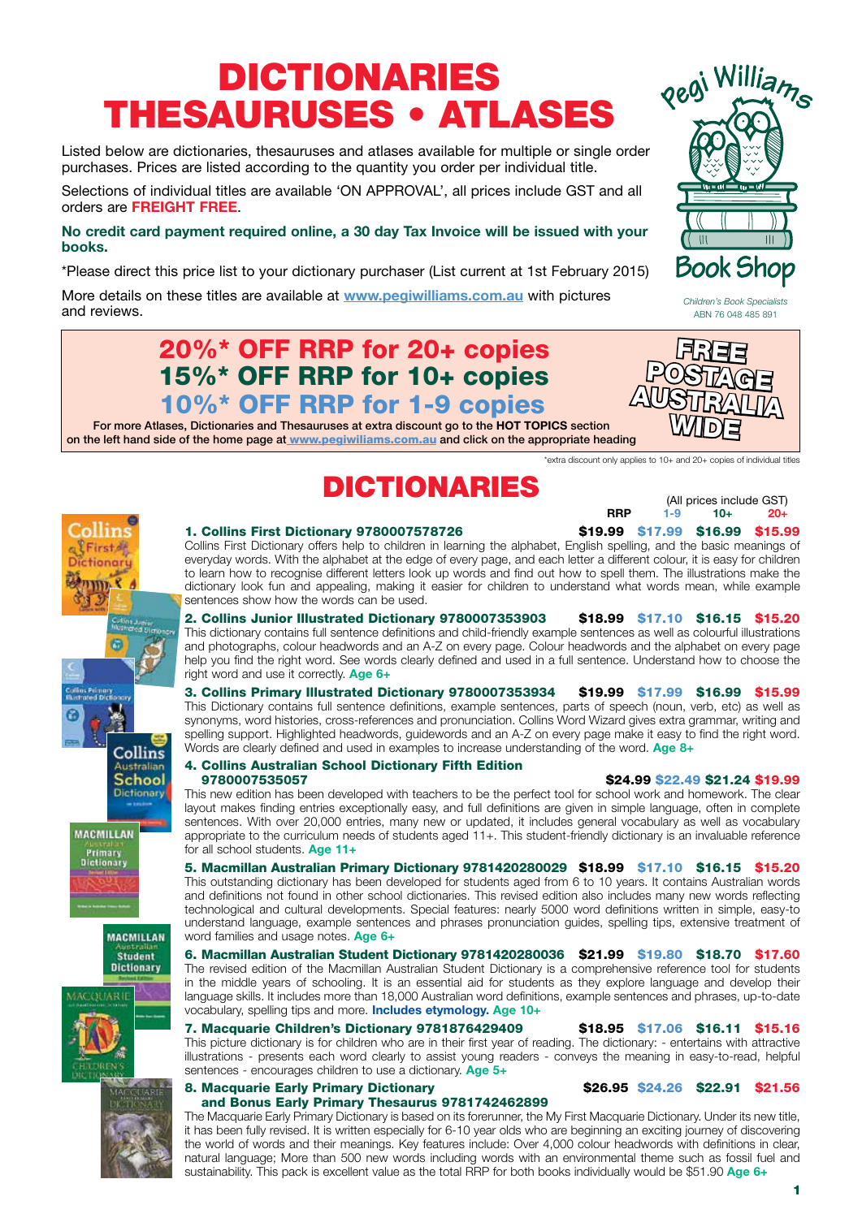# DICTIONARIES THESAURUSES • ATLASES

Listed below are dictionaries, thesauruses and atlases available for multiple or single order purchases. Prices are listed according to the quantity you order per individual title.

Selections of individual titles are available 'ON APPROVAL', all prices include GST and all orders are **FREIGHT FREE**.

**No credit card payment required online, a 30 day Tax Invoice will be issued with your books.**

*Please direct this price list to your dictionary purchaser (List current at 1st February 2015)

More details on these titles are available at **www.pegiwilliams.com.au** with pictures and reviews.

Pegi Williams Book Shop
*Children's Book Specialists*
ABN 76 048 485 891

**20%* OFF RRP for 20+ copies**
**15%* OFF RRP for 10+ copies**
**10%* OFF RRP for 1-9 copies**

**FREE POSTAGE AUSTRALIA WIDE**

For more Atlases, Dictionaries and Thesauruses at extra discount go to the **HOT TOPICS** section on the left hand side of the home page at **www.pegiwilliams.com.au** and click on the appropriate heading

*extra discount only applies to 10+ and 20+ copies of individual titles

## DICTIONARIES

(All prices include GST)

| Title | RRP | 1-9 | 10+ | 20+ |
|---|---|---|---|---|
| 1. Collins First Dictionary 9780007578726 | $19.99 | $17.99 | $16.99 | $15.99 |
| 2. Collins Junior Illustrated Dictionary 9780007353903 | $18.99 | $17.10 | $16.15 | $15.20 |
| 3. Collins Primary Illustrated Dictionary 9780007353934 | $19.99 | $17.99 | $16.99 | $15.99 |
| 4. Collins Australian School Dictionary Fifth Edition 9780007535057 | $24.99 | $22.49 | $21.24 | $19.99 |
| 5. Macmillan Australian Primary Dictionary 9781420280029 | $18.99 | $17.10 | $16.15 | $15.20 |
| 6. Macmillan Australian Student Dictionary 9781420280036 | $21.99 | $19.80 | $18.70 | $17.60 |
| 7. Macquarie Children's Dictionary 9781876429409 | $18.95 | $17.06 | $16.11 | $15.16 |
| 8. Macquarie Early Primary Dictionary and Bonus Early Primary Thesaurus 9781742462899 | $26.95 | $24.26 | $22.91 | $21.56 |

**1. Collins First Dictionary 9780007578726** — $19.99 $17.99 $16.99 $15.99

Collins First Dictionary offers help to children in learning the alphabet, English spelling, and the basic meanings of everyday words. With the alphabet at the edge of every page, and each letter a different colour, it is easy for children to learn how to recognise different letters look up words and find out how to spell them. The illustrations make the dictionary look fun and appealing, making it easier for children to understand what words mean, while example sentences show how the words can be used.

**2. Collins Junior Illustrated Dictionary 9780007353903** — $18.99 $17.10 $16.15 $15.20

This dictionary contains full sentence definitions and child-friendly example sentences as well as colourful illustrations and photographs, colour headwords and an A-Z on every page. Colour headwords and the alphabet on every page help you find the right word. See words clearly defined and used in a full sentence. Understand how to choose the right word and use it correctly. **Age 6+**

**3. Collins Primary Illustrated Dictionary 9780007353934** — $19.99 $17.99 $16.99 $15.99

This Dictionary contains full sentence definitions, example sentences, parts of speech (noun, verb, etc) as well as synonyms, word histories, cross-references and pronunciation. Collins Word Wizard gives extra grammar, writing and spelling support. Highlighted headwords, guidewords and an A-Z on every page make it easy to find the right word. Words are clearly defined and used in examples to increase understanding of the word. **Age 8+**

**4. Collins Australian School Dictionary Fifth Edition 9780007535057** — $24.99 $22.49 $21.24 $19.99

This new edition has been developed with teachers to be the perfect tool for school work and homework. The clear layout makes finding entries exceptionally easy, and full definitions are given in simple language, often in complete sentences. With over 20,000 entries, many new or updated, it includes general vocabulary as well as vocabulary appropriate to the curriculum needs of students aged 11+. This student-friendly dictionary is an invaluable reference for all school students. **Age 11+**

**5. Macmillan Australian Primary Dictionary 9781420280029** — $18.99 $17.10 $16.15 $15.20

This outstanding dictionary has been developed for students aged from 6 to 10 years. It contains Australian words and definitions not found in other school dictionaries. This revised edition also includes many new words reflecting technological and cultural developments. Special features: nearly 5000 word definitions written in simple, easy-to understand language, example sentences and phrases pronunciation guides, spelling tips, extensive treatment of word families and usage notes. **Age 6+**

**6. Macmillan Australian Student Dictionary 9781420280036** — $21.99 $19.80 $18.70 $17.60

The revised edition of the Macmillan Australian Student Dictionary is a comprehensive reference tool for students in the middle years of schooling. It is an essential aid for students as they explore language and develop their language skills. It includes more than 18,000 Australian word definitions, example sentences and phrases, up-to-date vocabulary, spelling tips and more. **Includes etymology. Age 10+**

**7. Macquarie Children's Dictionary 9781876429409** — $18.95 $17.06 $16.11 $15.16

This picture dictionary is for children who are in their first year of reading. The dictionary: - entertains with attractive illustrations - presents each word clearly to assist young readers - conveys the meaning in easy-to-read, helpful sentences - encourages children to use a dictionary. **Age 5+**

**8. Macquarie Early Primary Dictionary and Bonus Early Primary Thesaurus 9781742462899** — $26.95 $24.26 $22.91 $21.56

The Macquarie Early Primary Dictionary is based on its forerunner, the My First Macquarie Dictionary. Under its new title, it has been fully revised. It is written especially for 6-10 year olds who are beginning an exciting journey of discovering the world of words and their meanings. Key features include: Over 4,000 colour headwords with definitions in clear, natural language; More than 500 new words including words with an environmental theme such as fossil fuel and sustainability. This pack is excellent value as the total RRP for both books individually would be $51.90 **Age 6+**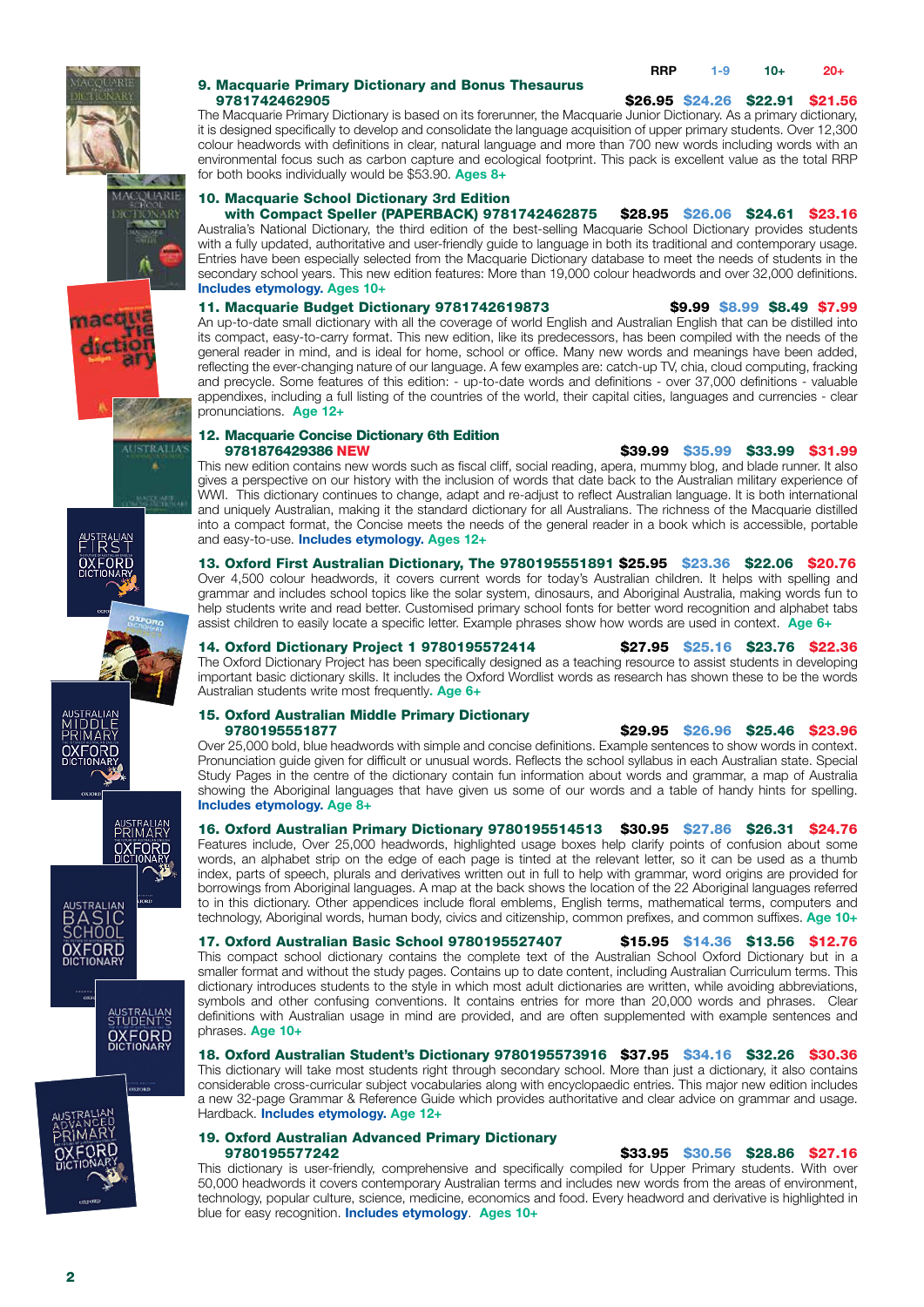| | RRP | 1-9 | 10+ | 20+ |
|---|---|---|---|---|

**9. Macquarie Primary Dictionary and Bonus Thesaurus 9781742462905** — $26.95 | $24.26 | $22.91 | $21.56

The Macquarie Primary Dictionary is based on its forerunner, the Macquarie Junior Dictionary. As a primary dictionary, it is designed specifically to develop and consolidate the language acquisition of upper primary students. Over 12,300 colour headwords with definitions in clear, natural language and more than 700 new words including words with an environmental focus such as carbon capture and ecological footprint. This pack is excellent value as the total RRP for both books individually would be $53.90. **Ages 8+**

**10. Macquarie School Dictionary 3rd Edition with Compact Speller (PAPERBACK) 9781742462875** — $28.95 | $26.06 | $24.61 | $23.16

Australia's National Dictionary, the third edition of the best-selling Macquarie School Dictionary provides students with a fully updated, authoritative and user-friendly guide to language in both its traditional and contemporary usage. Entries have been especially selected from the Macquarie Dictionary database to meet the needs of students in the secondary school years. This new edition features: More than 19,000 colour headwords and over 32,000 definitions. **Includes etymology. Ages 10+**

**11. Macquarie Budget Dictionary 9781742619873** — $9.99 | $8.99 | $8.49 | $7.99

An up-to-date small dictionary with all the coverage of world English and Australian English that can be distilled into its compact, easy-to-carry format. This new edition, like its predecessors, has been compiled with the needs of the general reader in mind, and is ideal for home, school or office. Many new words and meanings have been added, reflecting the ever-changing nature of our language. A few examples are: catch-up TV, chia, cloud computing, fracking and precycle. Some features of this edition: - up-to-date words and definitions - over 37,000 definitions - valuable appendixes, including a full listing of the countries of the world, their capital cities, languages and currencies - clear pronunciations. **Age 12+**

**12. Macquarie Concise Dictionary 6th Edition 9781876429386 NEW** — $39.99 | $35.99 | $33.99 | $31.99

This new edition contains new words such as fiscal cliff, social reading, apera, mummy blog, and blade runner. It also gives a perspective on our history with the inclusion of words that date back to the Australian military experience of WWI. This dictionary continues to change, adapt and re-adjust to reflect Australian language. It is both international and uniquely Australian, making it the standard dictionary for all Australians. The richness of the Macquarie distilled into a compact format, the Concise meets the needs of the general reader in a book which is accessible, portable and easy-to-use. **Includes etymology. Ages 12+**

**13. Oxford First Australian Dictionary, The 9780195551891** — $25.95 | $23.36 | $22.06 | $20.76

Over 4,500 colour headwords, it covers current words for today's Australian children. It helps with spelling and grammar and includes school topics like the solar system, dinosaurs, and Aboriginal Australia, making words fun to help students write and read better. Customised primary school fonts for better word recognition and alphabet tabs assist children to easily locate a specific letter. Example phrases show how words are used in context. **Age 6+**

**14. Oxford Dictionary Project 1 9780195572414** — $27.95 | $25.16 | $23.76 | $22.36

The Oxford Dictionary Project has been specifically designed as a teaching resource to assist students in developing important basic dictionary skills. It includes the Oxford Wordlist words as research has shown these to be the words Australian students write most frequently. **Age 6+**

**15. Oxford Australian Middle Primary Dictionary 9780195551877** — $29.95 | $26.96 | $25.46 | $23.96

Over 25,000 bold, blue headwords with simple and concise definitions. Example sentences to show words in context. Pronunciation guide given for difficult or unusual words. Reflects the school syllabus in each Australian state. Special Study Pages in the centre of the dictionary contain fun information about words and grammar, a map of Australia showing the Aboriginal languages that have given us some of our words and a table of handy hints for spelling. **Includes etymology. Age 8+**

**16. Oxford Australian Primary Dictionary 9780195514513** — $30.95 | $27.86 | $26.31 | $24.76

Features include, Over 25,000 headwords, highlighted usage boxes help clarify points of confusion about some words, an alphabet strip on the edge of each page is tinted at the relevant letter, so it can be used as a thumb index, parts of speech, plurals and derivatives written out in full to help with grammar, word origins are provided for borrowings from Aboriginal languages. A map at the back shows the location of the 22 Aboriginal languages referred to in this dictionary. Other appendices include floral emblems, English terms, mathematical terms, computers and technology, Aboriginal words, human body, civics and citizenship, common prefixes, and common suffixes. **Age 10+**

**17. Oxford Australian Basic School 9780195527407** — $15.95 | $14.36 | $13.56 | $12.76

This compact school dictionary contains the complete text of the Australian School Oxford Dictionary but in a smaller format and without the study pages. Contains up to date content, including Australian Curriculum terms. This dictionary introduces students to the style in which most adult dictionaries are written, while avoiding abbreviations, symbols and other confusing conventions. It contains entries for more than 20,000 words and phrases. Clear definitions with Australian usage in mind are provided, and are often supplemented with example sentences and phrases. **Age 10+**

**18. Oxford Australian Student's Dictionary 9780195573916** — $37.95 | $34.16 | $32.26 | $30.36

This dictionary will take most students right through secondary school. More than just a dictionary, it also contains considerable cross-curricular subject vocabularies along with encyclopaedic entries. This major new edition includes a new 32-page Grammar & Reference Guide which provides authoritative and clear advice on grammar and usage. Hardback. **Includes etymology. Age 12+**

**19. Oxford Australian Advanced Primary Dictionary 9780195577242** — $33.95 | $30.56 | $28.86 | $27.16

This dictionary is user-friendly, comprehensive and specifically compiled for Upper Primary students. With over 50,000 headwords it covers contemporary Australian terms and includes new words from the areas of environment, technology, popular culture, science, medicine, economics and food. Every headword and derivative is highlighted in blue for easy recognition. **Includes etymology. Ages 10+**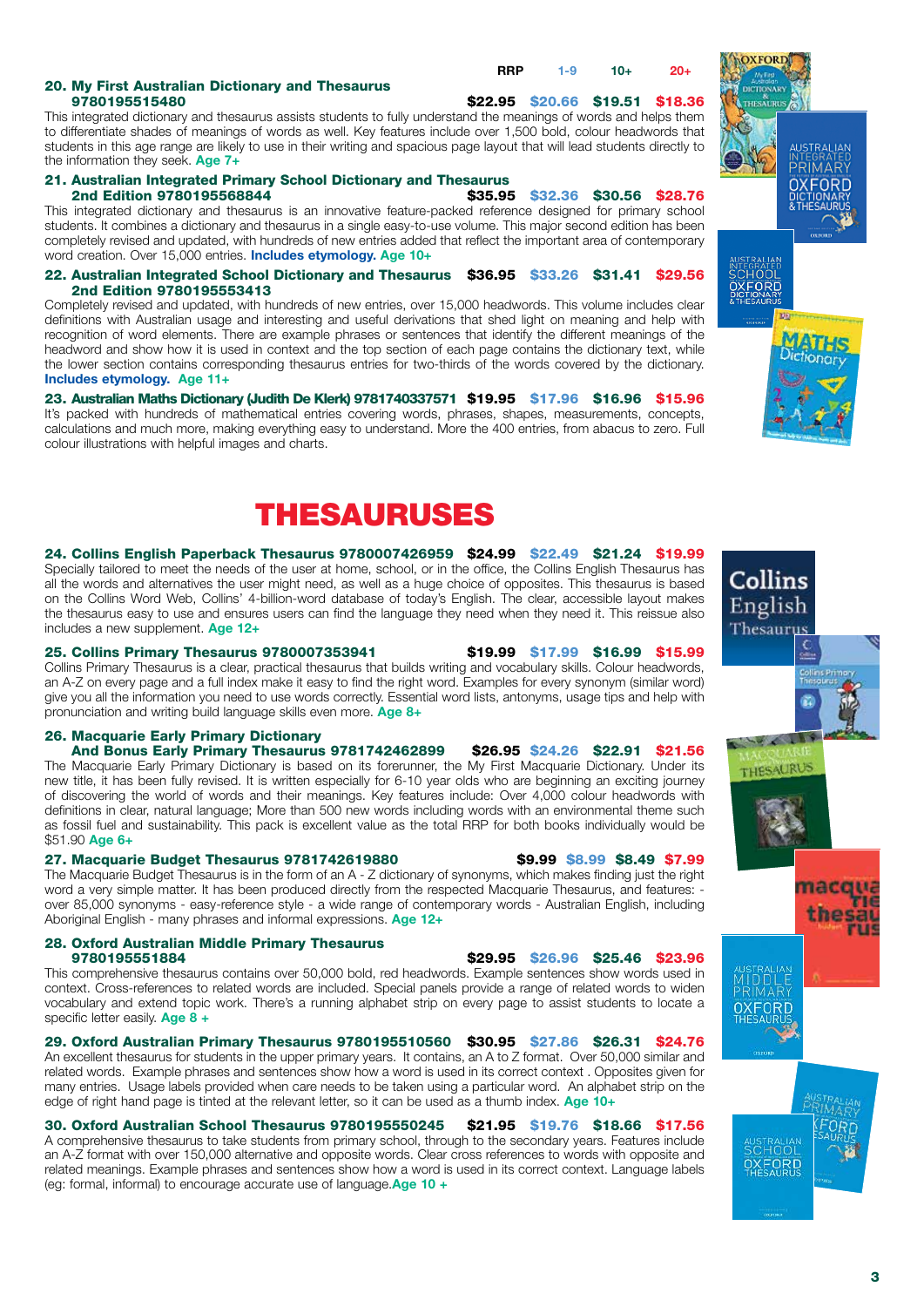| | RRP | 1-9 | 10+ | 20+ |
|---|---|---|---|---|
| **20. My First Australian Dictionary and Thesaurus 9780195515480** | $22.95 | $20.66 | $19.51 | $18.36 |

This integrated dictionary and thesaurus assists students to fully understand the meanings of words and helps them to differentiate shades of meanings of words as well. Key features include over 1,500 bold, colour headwords that students in this age range are likely to use in their writing and spacious page layout that will lead students directly to the information they seek. **Age 7+**

**21. Australian Integrated Primary School Dictionary and Thesaurus 2nd Edition 9780195568844** — $35.95 | $32.36 | $30.56 | $28.76

This integrated dictionary and thesaurus is an innovative feature-packed reference designed for primary school students. It combines a dictionary and thesaurus in a single easy-to-use volume. This major second edition has been completely revised and updated, with hundreds of new entries added that reflect the important area of contemporary word creation. Over 15,000 entries. **Includes etymology. Age 10+**

**22. Australian Integrated School Dictionary and Thesaurus 2nd Edition 9780195553413** — $36.95 | $33.26 | $31.41 | $29.56

Completely revised and updated, with hundreds of new entries, over 15,000 headwords. This volume includes clear definitions with Australian usage and interesting and useful derivations that shed light on meaning and help with recognition of word elements. There are example phrases or sentences that identify the different meanings of the headword and show how it is used in context and the top section of each page contains the dictionary text, while the lower section contains corresponding thesaurus entries for two-thirds of the words covered by the dictionary. **Includes etymology. Age 11+**

**23. Australian Maths Dictionary (Judith De Klerk) 9781740337571** — $19.95 | $17.96 | $16.96 | $15.96

It's packed with hundreds of mathematical entries covering words, phrases, shapes, measurements, concepts, calculations and much more, making everything easy to understand. More the 400 entries, from abacus to zero. Full colour illustrations with helpful images and charts.

# THESAURUSES

**24. Collins English Paperback Thesaurus 9780007426959** — $24.99 | $22.49 | $21.24 | $19.99

Specially tailored to meet the needs of the user at home, school, or in the office, the Collins English Thesaurus has all the words and alternatives the user might need, as well as a huge choice of opposites. This thesaurus is based on the Collins Word Web, Collins' 4-billion-word database of today's English. The clear, accessible layout makes the thesaurus easy to use and ensures users can find the language they need when they need it. This reissue also includes a new supplement. **Age 12+**

**25. Collins Primary Thesaurus 9780007353941** — $19.99 | $17.99 | $16.99 | $15.99

Collins Primary Thesaurus is a clear, practical thesaurus that builds writing and vocabulary skills. Colour headwords, an A-Z on every page and a full index make it easy to find the right word. Examples for every synonym (similar word) give you all the information you need to use words correctly. Essential word lists, antonyms, usage tips and help with pronunciation and writing build language skills even more. **Age 8+**

**26. Macquarie Early Primary Dictionary And Bonus Early Primary Thesaurus 9781742462899** — $26.95 | $24.26 | $22.91 | $21.56

The Macquarie Early Primary Dictionary is based on its forerunner, the My First Macquarie Dictionary. Under its new title, it has been fully revised. It is written especially for 6-10 year olds who are beginning an exciting journey of discovering the world of words and their meanings. Key features include: Over 4,000 colour headwords with definitions in clear, natural language; More than 500 new words including words with an environmental theme such as fossil fuel and sustainability. This pack is excellent value as the total RRP for both books individually would be $51.90 **Age 6+**

**27. Macquarie Budget Thesaurus 9781742619880** — $9.99 | $8.99 | $8.49 | $7.99

The Macquarie Budget Thesaurus is in the form of an A - Z dictionary of synonyms, which makes finding just the right word a very simple matter. It has been produced directly from the respected Macquarie Thesaurus, and features: - over 85,000 synonyms - easy-reference style - a wide range of contemporary words - Australian English, including Aboriginal English - many phrases and informal expressions. **Age 12+**

**28. Oxford Australian Middle Primary Thesaurus 9780195551884** — $29.95 | $26.96 | $25.46 | $23.96

This comprehensive thesaurus contains over 50,000 bold, red headwords. Example sentences show words used in context. Cross-references to related words are included. Special panels provide a range of related words to widen vocabulary and extend topic work. There's a running alphabet strip on every page to assist students to locate a specific letter easily. **Age 8 +**

**29. Oxford Australian Primary Thesaurus 9780195510560** — $30.95 | $27.86 | $26.31 | $24.76

An excellent thesaurus for students in the upper primary years. It contains, an A to Z format. Over 50,000 similar and related words. Example phrases and sentences show how a word is used in its correct context . Opposites given for many entries. Usage labels provided when care needs to be taken using a particular word. An alphabet strip on the edge of right hand page is tinted at the relevant letter, so it can be used as a thumb index. **Age 10+**

**30. Oxford Australian School Thesaurus 9780195550245** — $21.95 | $19.76 | $18.66 | $17.56

A comprehensive thesaurus to take students from primary school, through to the secondary years. Features include an A-Z format with over 150,000 alternative and opposite words. Clear cross references to words with opposite and related meanings. Example phrases and sentences show how a word is used in its correct context. Language labels (eg: formal, informal) to encourage accurate use of language. **Age 10 +**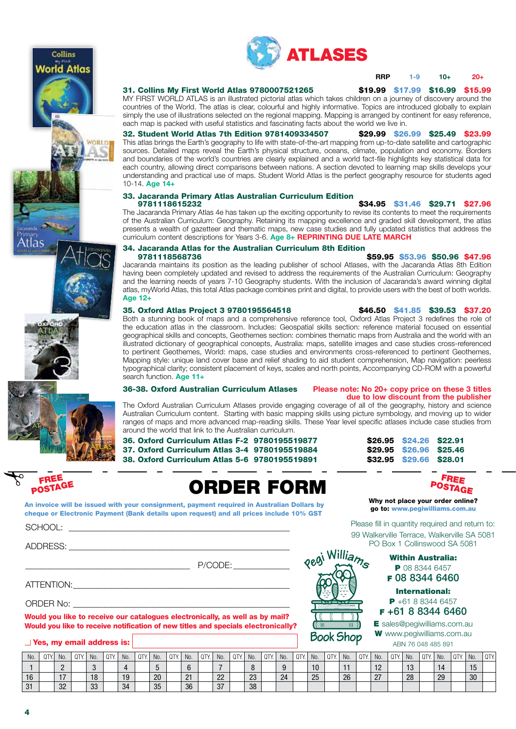# ATLASES

| | RRP | 1-9 | 10+ | 20+ |
|---|---|---|---|---|
| **31. Collins My First World Atlas 9780007521265** | $19.99 | $17.99 | $16.99 | $15.99 |

MY FIRST WORLD ATLAS is an illustrated pictorial atlas which takes children on a journey of discovery around the countries of the World. The atlas is clear, colourful and highly informative. Topics are introduced globally to explain simply the use of illustrations selected on the regional mapping. Mapping is arranged by continent for easy reference, each map is packed with useful statistics and fascinating facts about the world we live in.

**32. Student World Atlas 7th Edition 9781409334507** — $29.99 | $26.99 | $25.49 | $23.99

This atlas brings the Earth's geography to life with state-of-the-art mapping from up-to-date satellite and cartographic sources. Detailed maps reveal the Earth's physical structure, oceans, climate, population and economy. Borders and boundaries of the world's countries are clearly explained and a world fact-file highlights key statistical data for each country, allowing direct comparisons between nations. A section devoted to learning map skills develops your understanding and practical use of maps. Student World Atlas is the perfect geography resource for students aged 10-14. **Age 14+**

**33. Jacaranda Primary Atlas Australian Curriculum Edition 9781118615232** — $34.95 | $31.46 | $29.71 | $27.96

The Jacaranda Primary Atlas 4e has taken up the exciting opportunity to revise its contents to meet the requirements of the Australian Curriculum: Geography. Retaining its mapping excellence and graded skill development, the atlas presents a wealth of gazetteer and thematic maps, new case studies and fully updated statistics that address the curriculum content descriptions for Years 3-6. **Age 8+** **REPRINTING DUE LATE MARCH**

**34. Jacaranda Atlas for the Australian Curriculum 8th Edition 9781118568736** — $59.95 | $53.96 | $50.96 | $47.96

Jacaranda maintains its position as the leading publisher of school Atlases, with the Jacaranda Atlas 8th Edition having been completely updated and revised to address the requirements of the Australian Curriculum: Geography and the learning needs of years 7-10 Geography students. With the inclusion of Jacaranda's award winning digital atlas, myWorld Atlas, this total Atlas package combines print and digital, to provide users with the best of both worlds. **Age 12+**

**35. Oxford Atlas Project 3 9780195564518** — $46.50 | $41.85 | $39.53 | $37.20

Both a stunning book of maps and a comprehensive reference tool, Oxford Atlas Project 3 redefines the role of the education atlas in the classroom. Includes: Geospatial skills section: reference material focused on essential geographical skills and concepts, Geothemes section: combines thematic maps from Australia and the world with an illustrated dictionary of geographical concepts, Australia: maps, satellite images and case studies cross-referenced to pertinent Geothemes, World: maps, case studies and environments cross-referenced to pertinent Geothemes, Mapping style: unique land cover base and relief shading to aid student comprehension, Map navigation: peerless typographical clarity; consistent placement of keys, scales and north points, Accompanying CD-ROM with a powerful search function. **Age 11+**

**36-38. Oxford Australian Curriculum Atlases** — **Please note: No 20+ copy price on these 3 titles due to low discount from the publisher**

The Oxford Australian Curriculum Atlases provide engaging coverage of all of the geography, history and science Australian Curriculum content. Starting with basic mapping skills using picture symbology, and moving up to wider ranges of maps and more advanced map-reading skills. These Year level specific atlases include case studies from around the world that link to the Australian curriculum.

| | RRP | 1-9 | 10+ |
|---|---|---|---|
| **36. Oxford Curriculum Atlas F-2 9780195519877** | $26.95 | $24.26 | $22.91 |
| **37. Oxford Curriculum Atlas 3-4 9780195519884** | $29.95 | $26.96 | $25.46 |
| **38. Oxford Curriculum Atlas 5-6 9780195519891** | $32.95 | $29.66 | $28.01 |

FREE POSTAGE

# ORDER FORM

FREE POSTAGE

**An invoice will be issued with your consignment, payment required in Australian Dollars by cheque or Electronic Payment (Bank details upon request) and all prices include 10% GST**

**Why not place your order online?** go to: www.pegiwilliams.com.au

Please fill in quantity required and return to:
99 Walkerville Terrace, Walkerville SA 5081
PO Box 1 Collinswood SA 5081

SCHOOL: ______________________________

ADDRESS: ______________________________

______________________ P/CODE: __________

ATTENTION: ______________________________

ORDER No: ______________________________

Pegi Williams Book Shop

**Within Australia:**
**P** 08 8344 6457
**F** 08 8344 6460

**International:**
**P** +61 8 8344 6457
**F** +61 8 8344 6460

**E** sales@pegiwilliams.com.au
**W** www.pegiwilliams.com.au
ABN 76 048 485 891

**Would you like to receive our catalogues electronically, as well as by mail?**
**Would you like to receive notification of new titles and specials electronically?**

☐ **Yes, my email address is:** ______________________

| No. | QTY. | No. | QTY. | No. | QTY. | No. | QTY. | No. | QTY. | No. | QTY. | No. | QTY. | No. | QTY. | No. | QTY. | No. | QTY. | No. | QTY. | No. | QTY. | No. | QTY. | No. | QTY. | No. | QTY. |
|---|---|---|---|---|---|---|---|---|---|---|---|---|---|---|---|---|---|---|---|---|---|---|---|---|---|---|---|---|---|
| 1 | | 2 | | 3 | | 4 | | 5 | | 6 | | 7 | | 8 | | 9 | | 10 | | 11 | | 12 | | 13 | | 14 | | 15 | |
| 16 | | 17 | | 18 | | 19 | | 20 | | 21 | | 22 | | 23 | | 24 | | 25 | | 26 | | 27 | | 28 | | 29 | | 30 | |
| 31 | | 32 | | 33 | | 34 | | 35 | | 36 | | 37 | | 38 | | | | | | | | | | | | | | | |